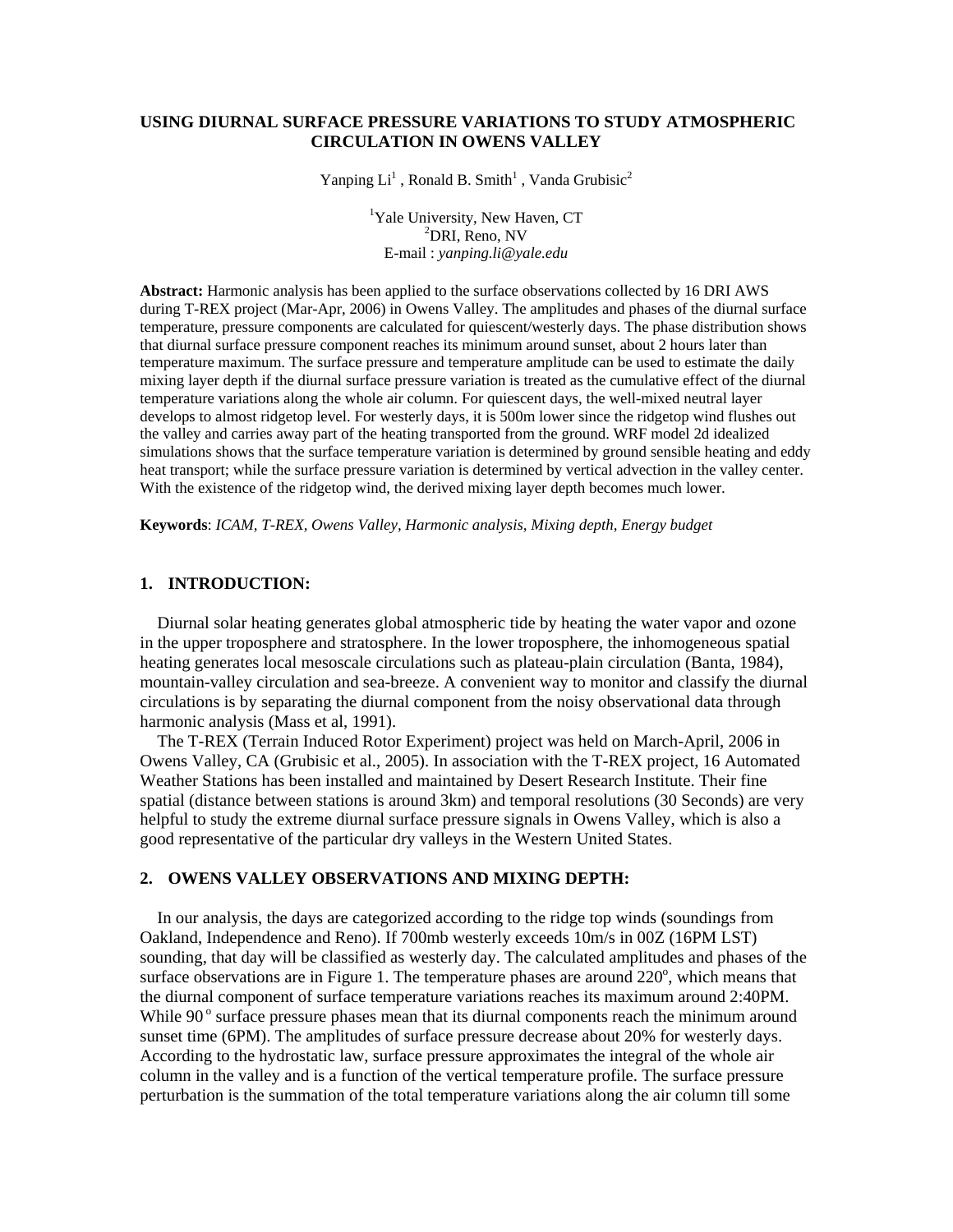# USING DIURNAL SURFACE PRESSURE VARIATIONS TO STUDY ATMOSPHERIC CIRCULATION IN OWENS VALLEY

Yanping Li[1] , Ronald B. Smith[1] , Vanda Grubisic[2]

[1]Yale University, New Haven, CT
[2]DRI, Reno, NV
E-mail : *yanping.li@yale.edu*

**Abstract:** Harmonic analysis has been applied to the surface observations collected by 16 DRI AWS during T-REX project (Mar-Apr, 2006) in Owens Valley. The amplitudes and phases of the diurnal surface temperature, pressure components are calculated for quiescent/westerly days. The phase distribution shows that diurnal surface pressure component reaches its minimum around sunset, about 2 hours later than temperature maximum. The surface pressure and temperature amplitude can be used to estimate the daily mixing layer depth if the diurnal surface pressure variation is treated as the cumulative effect of the diurnal temperature variations along the whole air column. For quiescent days, the well-mixed neutral layer develops to almost ridgetop level. For westerly days, it is 500m lower since the ridgetop wind flushes out the valley and carries away part of the heating transported from the ground. WRF model 2d idealized simulations shows that the surface temperature variation is determined by ground sensible heating and eddy heat transport; while the surface pressure variation is determined by vertical advection in the valley center. With the existence of the ridgetop wind, the derived mixing layer depth becomes much lower.

**Keywords**: *ICAM, T-REX, Owens Valley, Harmonic analysis, Mixing depth, Energy budget*

## 1. INTRODUCTION:

Diurnal solar heating generates global atmospheric tide by heating the water vapor and ozone in the upper troposphere and stratosphere. In the lower troposphere, the inhomogeneous spatial heating generates local mesoscale circulations such as plateau-plain circulation (Banta, 1984), mountain-valley circulation and sea-breeze. A convenient way to monitor and classify the diurnal circulations is by separating the diurnal component from the noisy observational data through harmonic analysis (Mass et al, 1991).

The T-REX (Terrain Induced Rotor Experiment) project was held on March-April, 2006 in Owens Valley, CA (Grubisic et al., 2005). In association with the T-REX project, 16 Automated Weather Stations has been installed and maintained by Desert Research Institute. Their fine spatial (distance between stations is around 3km) and temporal resolutions (30 Seconds) are very helpful to study the extreme diurnal surface pressure signals in Owens Valley, which is also a good representative of the particular dry valleys in the Western United States.

## 2. OWENS VALLEY OBSERVATIONS AND MIXING DEPTH:

In our analysis, the days are categorized according to the ridge top winds (soundings from Oakland, Independence and Reno). If 700mb westerly exceeds 10m/s in 00Z (16PM LST) sounding, that day will be classified as westerly day. The calculated amplitudes and phases of the surface observations are in Figure 1. The temperature phases are around 220$^{o}$, which means that the diurnal component of surface temperature variations reaches its maximum around 2:40PM. While 90$^{o}$ surface pressure phases mean that its diurnal components reach the minimum around sunset time (6PM). The amplitudes of surface pressure decrease about 20% for westerly days. According to the hydrostatic law, surface pressure approximates the integral of the whole air column in the valley and is a function of the vertical temperature profile. The surface pressure perturbation is the summation of the total temperature variations along the air column till some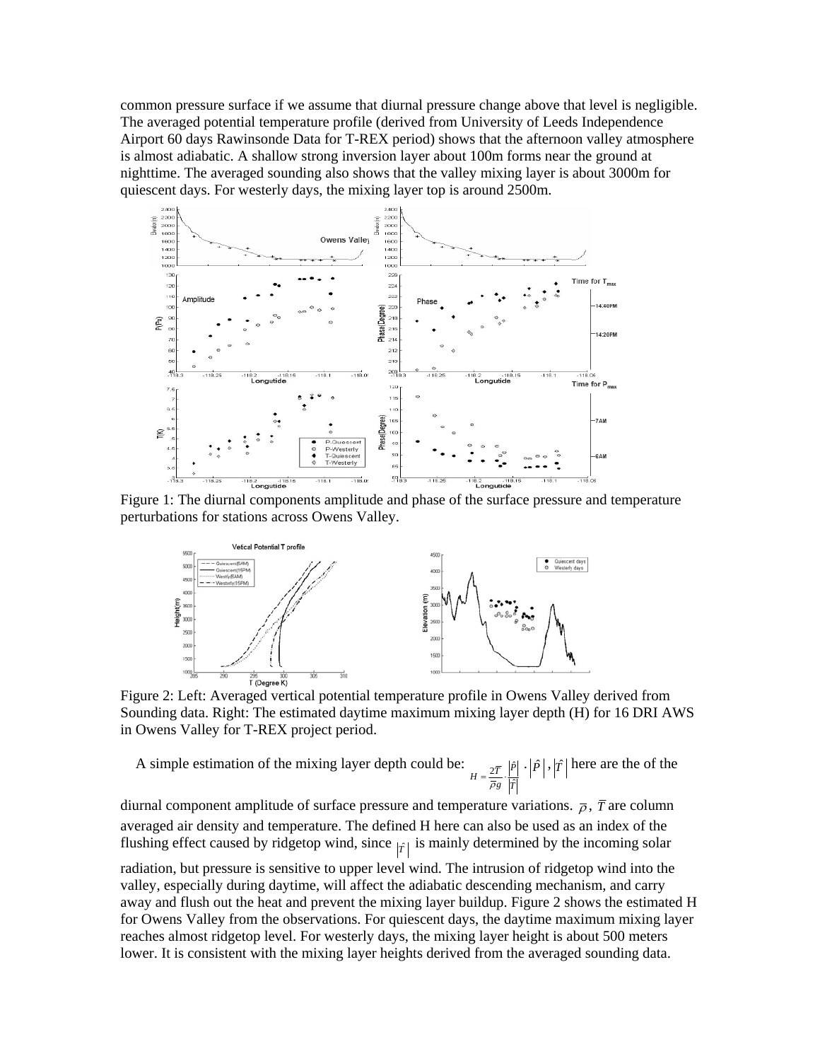common pressure surface if we assume that diurnal pressure change above that level is negligible. The averaged potential temperature profile (derived from University of Leeds Independence Airport 60 days Rawinsonde Data for T-REX period) shows that the afternoon valley atmosphere is almost adiabatic. A shallow strong inversion layer about 100m forms near the ground at nighttime. The averaged sounding also shows that the valley mixing layer is about 3000m for quiescent days. For westerly days, the mixing layer top is around 2500m.

Figure 1: The diurnal components amplitude and phase of the surface pressure and temperature perturbations for stations across Owens Valley.

Figure 2: Left: Averaged vertical potential temperature profile in Owens Valley derived from Sounding data. Right: The estimated daytime maximum mixing layer depth (H) for 16 DRI AWS in Owens Valley for T-REX project period.

A simple estimation of the mixing layer depth could be: $H = \frac{2\overline{T}}{\overline{\rho} g} \cdot \frac{|\hat{P}|}{|\hat{T}|}$ $\cdot$ $|\hat{P}|$, $|\hat{T}|$ here are the of the diurnal component amplitude of surface pressure and temperature variations. $\overline{\rho}$, $\overline{T}$ are column averaged air density and temperature. The defined H here can also be used as an index of the flushing effect caused by ridgetop wind, since $|\hat{T}|$ is mainly determined by the incoming solar radiation, but pressure is sensitive to upper level wind. The intrusion of ridgetop wind into the valley, especially during daytime, will affect the adiabatic descending mechanism, and carry away and flush out the heat and prevent the mixing layer buildup. Figure 2 shows the estimated H for Owens Valley from the observations. For quiescent days, the daytime maximum mixing layer reaches almost ridgetop level. For westerly days, the mixing layer height is about 500 meters lower. It is consistent with the mixing layer heights derived from the averaged sounding data.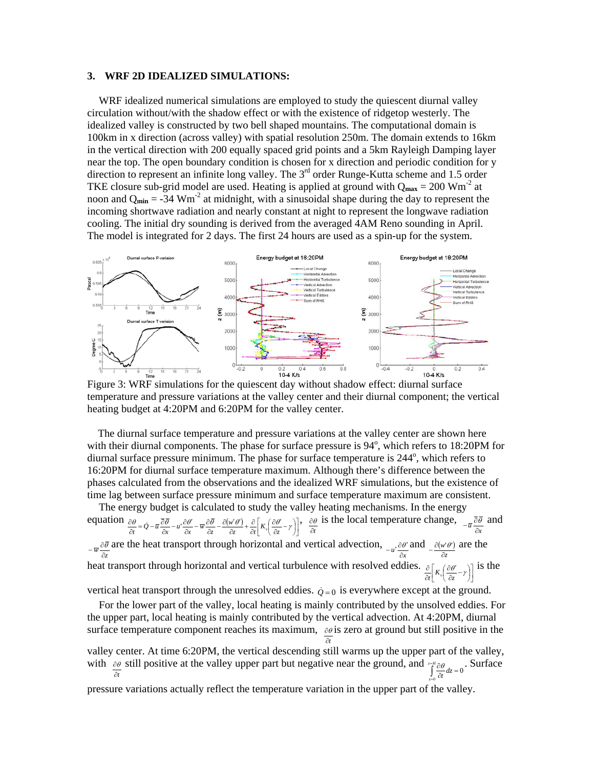## 3. WRF 2D IDEALIZED SIMULATIONS:

WRF idealized numerical simulations are employed to study the quiescent diurnal valley circulation without/with the shadow effect or with the existence of ridgetop westerly. The idealized valley is constructed by two bell shaped mountains. The computational domain is 100km in x direction (across valley) with spatial resolution 250m. The domain extends to 16km in the vertical direction with 200 equally spaced grid points and a 5km Rayleigh Damping layer near the top. The open boundary condition is chosen for x direction and periodic condition for y direction to represent an infinite long valley. The 3rd order Runge-Kutta scheme and 1.5 order TKE closure sub-grid model are used. Heating is applied at ground with $Q_{max} = 200\ Wm^{-2}$ at noon and $Q_{min} = -34\ Wm^{-2}$ at midnight, with a sinusoidal shape during the day to represent the incoming shortwave radiation and nearly constant at night to represent the longwave radiation cooling. The initial dry sounding is derived from the averaged 4AM Reno sounding in April. The model is integrated for 2 days. The first 24 hours are used as a spin-up for the system.

Figure 3: WRF simulations for the quiescent day without shadow effect: diurnal surface temperature and pressure variations at the valley center and their diurnal component; the vertical heating budget at 4:20PM and 6:20PM for the valley center.

The diurnal surface temperature and pressure variations at the valley center are shown here with their diurnal components. The phase for surface pressure is 94°, which refers to 18:20PM for diurnal surface pressure minimum. The phase for surface temperature is 244°, which refers to 16:20PM for diurnal surface temperature maximum. Although there's difference between the phases calculated from the observations and the idealized WRF simulations, but the existence of time lag between surface pressure minimum and surface temperature maximum are consistent.

The energy budget is calculated to study the valley heating mechanisms. In the energy equation $\frac{\partial \theta}{\partial t} = \dot{Q} - \overline{u}\frac{\partial \overline{\theta}}{\partial x} - u'\frac{\partial \theta'}{\partial x} - \overline{w}\frac{\partial \overline{\theta}}{\partial z} - \frac{\partial (w'\theta')}{\partial z} + \frac{\partial}{\partial t}\left[K_v\left(\frac{\partial \theta'}{\partial z} - \gamma\right)\right]$, $\frac{\partial \theta}{\partial t}$ is the local temperature change, $-\overline{u}\frac{\partial \overline{\theta}}{\partial x}$ and $-\overline{w}\frac{\partial \overline{\theta}}{\partial z}$ are the heat transport through horizontal and vertical advection, $-u'\frac{\partial \theta'}{\partial x}$ and $-\frac{\partial (w'\theta')}{\partial z}$ are the heat transport through horizontal and vertical turbulence with resolved eddies. $\frac{\partial}{\partial t}\left[K_v\left(\frac{\partial \theta'}{\partial z} - \gamma\right)\right]$ is the vertical heat transport through the unresolved eddies. $\dot{Q} = 0$ is everywhere except at the ground.

For the lower part of the valley, local heating is mainly contributed by the unsolved eddies. For the upper part, local heating is mainly contributed by the vertical advection. At 4:20PM, diurnal surface temperature component reaches its maximum, $\frac{\partial \theta}{\partial t}$ is zero at ground but still positive in the valley center. At time 6:20PM, the vertical descending still warms up the upper part of the valley, with $\frac{\partial \theta}{\partial t}$ still positive at the valley upper part but negative near the ground, and $\int_{z=0}^{z=H} \frac{\partial \theta}{\partial t} dz = 0$. Surface pressure variations actually reflect the temperature variation in the upper part of the valley.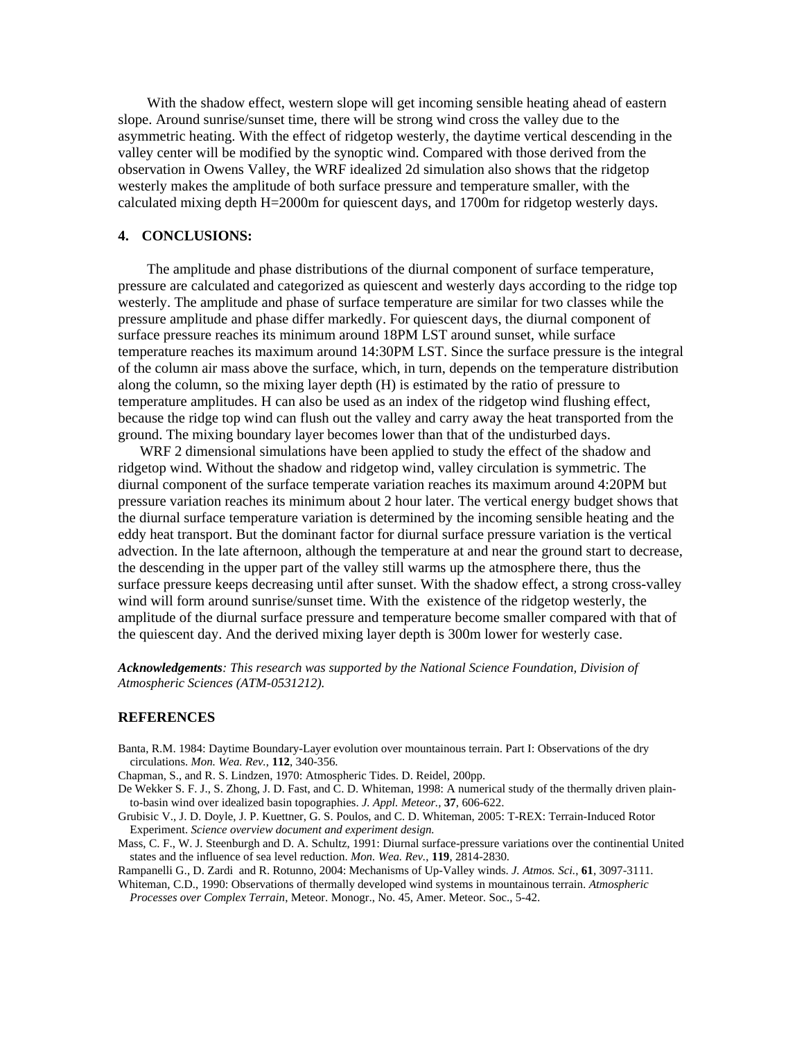With the shadow effect, western slope will get incoming sensible heating ahead of eastern slope. Around sunrise/sunset time, there will be strong wind cross the valley due to the asymmetric heating. With the effect of ridgetop westerly, the daytime vertical descending in the valley center will be modified by the synoptic wind. Compared with those derived from the observation in Owens Valley, the WRF idealized 2d simulation also shows that the ridgetop westerly makes the amplitude of both surface pressure and temperature smaller, with the calculated mixing depth H=2000m for quiescent days, and 1700m for ridgetop westerly days.

## 4. CONCLUSIONS:

The amplitude and phase distributions of the diurnal component of surface temperature, pressure are calculated and categorized as quiescent and westerly days according to the ridge top westerly. The amplitude and phase of surface temperature are similar for two classes while the pressure amplitude and phase differ markedly. For quiescent days, the diurnal component of surface pressure reaches its minimum around 18PM LST around sunset, while surface temperature reaches its maximum around 14:30PM LST. Since the surface pressure is the integral of the column air mass above the surface, which, in turn, depends on the temperature distribution along the column, so the mixing layer depth (H) is estimated by the ratio of pressure to temperature amplitudes. H can also be used as an index of the ridgetop wind flushing effect, because the ridge top wind can flush out the valley and carry away the heat transported from the ground. The mixing boundary layer becomes lower than that of the undisturbed days.

WRF 2 dimensional simulations have been applied to study the effect of the shadow and ridgetop wind. Without the shadow and ridgetop wind, valley circulation is symmetric. The diurnal component of the surface temperate variation reaches its maximum around 4:20PM but pressure variation reaches its minimum about 2 hour later. The vertical energy budget shows that the diurnal surface temperature variation is determined by the incoming sensible heating and the eddy heat transport. But the dominant factor for diurnal surface pressure variation is the vertical advection. In the late afternoon, although the temperature at and near the ground start to decrease, the descending in the upper part of the valley still warms up the atmosphere there, thus the surface pressure keeps decreasing until after sunset. With the shadow effect, a strong cross-valley wind will form around sunrise/sunset time. With the existence of the ridgetop westerly, the amplitude of the diurnal surface pressure and temperature become smaller compared with that of the quiescent day. And the derived mixing layer depth is 300m lower for westerly case.

***Acknowledgements****: This research was supported by the National Science Foundation, Division of Atmospheric Sciences (ATM-0531212).*

## REFERENCES

Banta, R.M. 1984: Daytime Boundary-Layer evolution over mountainous terrain. Part I: Observations of the dry circulations. *Mon. Wea. Rev.*, **112**, 340-356.

Chapman, S., and R. S. Lindzen, 1970: Atmospheric Tides. D. Reidel, 200pp.

De Wekker S. F. J., S. Zhong, J. D. Fast, and C. D. Whiteman, 1998: A numerical study of the thermally driven plain-to-basin wind over idealized basin topographies. *J. Appl. Meteor.*, **37**, 606-622.

Grubisic V., J. D. Doyle, J. P. Kuettner, G. S. Poulos, and C. D. Whiteman, 2005: T-REX: Terrain-Induced Rotor Experiment. *Science overview document and experiment design.*

Mass, C. F., W. J. Steenburgh and D. A. Schultz, 1991: Diurnal surface-pressure variations over the continential United states and the influence of sea level reduction. *Mon. Wea. Rev.*, **119**, 2814-2830.

Rampanelli G., D. Zardi and R. Rotunno, 2004: Mechanisms of Up-Valley winds. *J. Atmos. Sci.*, **61**, 3097-3111.

Whiteman, C.D., 1990: Observations of thermally developed wind systems in mountainous terrain. *Atmospheric Processes over Complex Terrain*, Meteor. Monogr., No. 45, Amer. Meteor. Soc., 5-42.